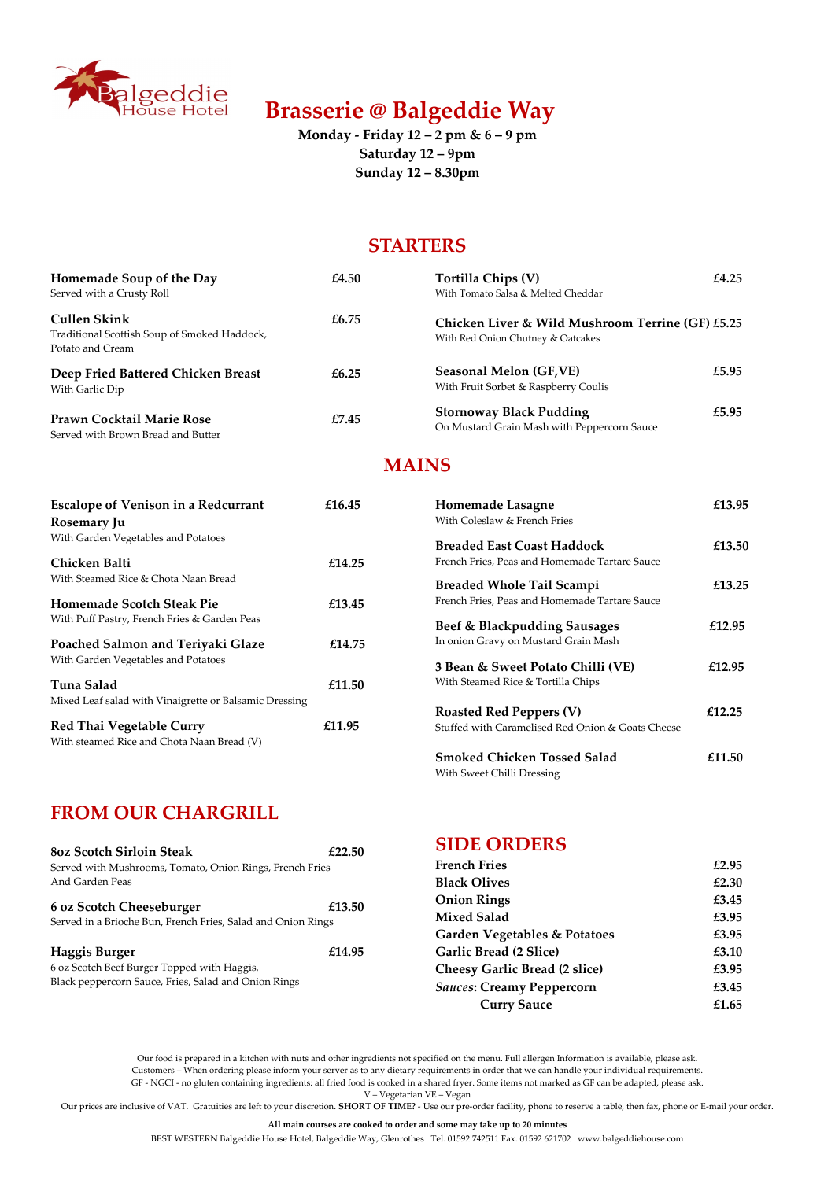Balgeddie House Hotel

# Brasserie @ Balgeddie Way

**Monday - Friday 12 – 2 pm & 6 – 9 pm**
**Saturday 12 – 9pm**
**Sunday 12 – 8.30pm**

## STARTERS

**Homemade Soup of the Day** — **£4.50**
Served with a Crusty Roll

**Cullen Skink** — **£6.75**
Traditional Scottish Soup of Smoked Haddock, Potato and Cream

**Deep Fried Battered Chicken Breast** — **£6.25**
With Garlic Dip

**Prawn Cocktail Marie Rose** — **£7.45**
Served with Brown Bread and Butter

**Tortilla Chips (V)** — **£4.25**
With Tomato Salsa & Melted Cheddar

**Chicken Liver & Wild Mushroom Terrine (GF)** — **£5.25**
With Red Onion Chutney & Oatcakes

**Seasonal Melon (GF,VE)** — **£5.95**
With Fruit Sorbet & Raspberry Coulis

**Stornoway Black Pudding** — **£5.95**
On Mustard Grain Mash with Peppercorn Sauce

## MAINS

**Escalope of Venison in a Redcurrant Rosemary Ju** — **£16.45**
With Garden Vegetables and Potatoes

**Chicken Balti** — **£14.25**
With Steamed Rice & Chota Naan Bread

**Homemade Scotch Steak Pie** — **£13.45**
With Puff Pastry, French Fries & Garden Peas

**Poached Salmon and Teriyaki Glaze** — **£14.75**
With Garden Vegetables and Potatoes

**Tuna Salad** — **£11.50**
Mixed Leaf salad with Vinaigrette or Balsamic Dressing

**Red Thai Vegetable Curry** — **£11.95**
With steamed Rice and Chota Naan Bread (V)

**Homemade Lasagne** — **£13.95**
With Coleslaw & French Fries

**Breaded East Coast Haddock** — **£13.50**
French Fries, Peas and Homemade Tartare Sauce

**Breaded Whole Tail Scampi** — **£13.25**
French Fries, Peas and Homemade Tartare Sauce

**Beef & Blackpudding Sausages** — **£12.95**
In onion Gravy on Mustard Grain Mash

**3 Bean & Sweet Potato Chilli (VE)** — **£12.95**
With Steamed Rice & Tortilla Chips

**Roasted Red Peppers (V)** — **£12.25**
Stuffed with Caramelised Red Onion & Goats Cheese

**Smoked Chicken Tossed Salad** — **£11.50**
With Sweet Chilli Dressing

## FROM OUR CHARGRILL

**8oz Scotch Sirloin Steak** — **£22.50**
Served with Mushrooms, Tomato, Onion Rings, French Fries And Garden Peas

**6 oz Scotch Cheeseburger** — **£13.50**
Served in a Brioche Bun, French Fries, Salad and Onion Rings

**Haggis Burger** — **£14.95**
6 oz Scotch Beef Burger Topped with Haggis, Black peppercorn Sauce, Fries, Salad and Onion Rings

## SIDE ORDERS

| Item | Price |
|---|---|
| **French Fries** | **£2.95** |
| **Black Olives** | **£2.30** |
| **Onion Rings** | **£3.45** |
| **Mixed Salad** | **£3.95** |
| **Garden Vegetables & Potatoes** | **£3.95** |
| **Garlic Bread (2 Slice)** | **£3.10** |
| **Cheesy Garlic Bread (2 slice)** | **£3.95** |
| ***Sauces*: Creamy Peppercorn** | **£3.45** |
| **Curry Sauce** | **£1.65** |

Our food is prepared in a kitchen with nuts and other ingredients not specified on the menu. Full allergen Information is available, please ask.
Customers – When ordering please inform your server as to any dietary requirements in order that we can handle your individual requirements.
GF - NGCI - no gluten containing ingredients: all fried food is cooked in a shared fryer. Some items not marked as GF can be adapted, please ask.
V – Vegetarian VE – Vegan
Our prices are inclusive of VAT. Gratuities are left to your discretion. **SHORT OF TIME?** - Use our pre-order facility, phone to reserve a table, then fax, phone or E-mail your order.

**All main courses are cooked to order and some may take up to 20 minutes**

BEST WESTERN Balgeddie House Hotel, Balgeddie Way, Glenrothes Tel. 01592 742511 Fax. 01592 621702 www.balgeddiehouse.com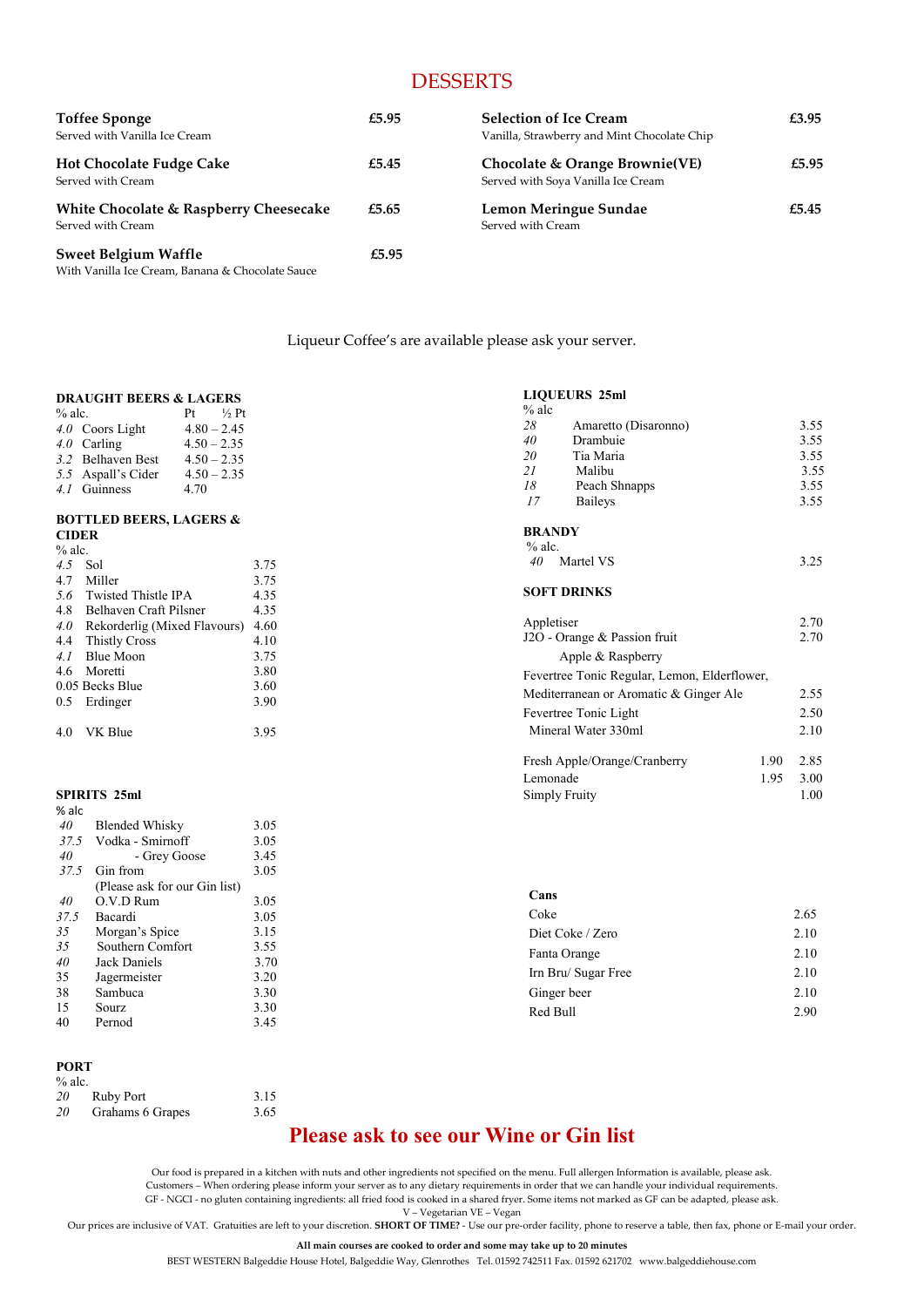# DESSERTS

| | |
|---|---|
| **Toffee Sponge**<br>Served with Vanilla Ice Cream | **£5.95** |
| **Hot Chocolate Fudge Cake**<br>Served with Cream | **£5.45** |
| **White Chocolate & Raspberry Cheesecake**<br>Served with Cream | **£5.65** |
| **Sweet Belgium Waffle**<br>With Vanilla Ice Cream, Banana & Chocolate Sauce | **£5.95** |
| **Selection of Ice Cream**<br>Vanilla, Strawberry and Mint Chocolate Chip | **£3.95** |
| **Chocolate & Orange Brownie(VE)**<br>Served with Soya Vanilla Ice Cream | **£5.95** |
| **Lemon Meringue Sundae**<br>Served with Cream | **£5.45** |

Liqueur Coffee's are available please ask your server.

### DRAUGHT BEERS & LAGERS

| % alc. | | Pt – ½ Pt |
|---|---|---|
| *4.0* | Coors Light | 4.80 – 2.45 |
| *4.0* | Carling | 4.50 – 2.35 |
| *3.2* | Belhaven Best | 4.50 – 2.35 |
| *5.5* | Aspall's Cider | 4.50 – 2.35 |
| *4.1* | Guinness | 4.70 |

### BOTTLED BEERS, LAGERS & CIDER

| % alc. | | |
|---|---|---|
| *4.5* | Sol | 3.75 |
| 4.7 | Miller | 3.75 |
| 5.6 | Twisted Thistle IPA | 4.35 |
| 4.8 | Belhaven Craft Pilsner | 4.35 |
| *4.0* | Rekorderlig (Mixed Flavours) | 4.60 |
| 4.4 | Thistly Cross | 4.10 |
| *4.1* | Blue Moon | 3.75 |
| 4.6 | Moretti | 3.80 |
| 0.05 | Becks Blue | 3.60 |
| 0.5 | Erdinger | 3.90 |
| 4.0 | VK Blue | 3.95 |

### SPIRITS 25ml

| % alc | | |
|---|---|---|
| *40* | Blended Whisky | 3.05 |
| *37.5* | Vodka - Smirnoff | 3.05 |
| *40* | - Grey Goose | 3.45 |
| *37.5* | Gin from (Please ask for our Gin list) | 3.05 |
| *40* | O.V.D Rum | 3.05 |
| *37.5* | Bacardi | 3.05 |
| *35* | Morgan's Spice | 3.15 |
| *35* | Southern Comfort | 3.55 |
| *40* | Jack Daniels | 3.70 |
| 35 | Jagermeister | 3.20 |
| 38 | Sambuca | 3.30 |
| 15 | Sourz | 3.30 |
| 40 | Pernod | 3.45 |

### PORT

| % alc. | | |
|---|---|---|
| *20* | Ruby Port | 3.15 |
| *20* | Grahams 6 Grapes | 3.65 |

### LIQUEURS 25ml

| % alc | | |
|---|---|---|
| *28* | Amaretto (Disaronno) | 3.55 |
| *40* | Drambuie | 3.55 |
| *20* | Tia Maria | 3.55 |
| *21* | Malibu | 3.55 |
| *18* | Peach Shnapps | 3.55 |
| *17* | Baileys | 3.55 |

### BRANDY

| % alc. | | |
|---|---|---|
| *40* | Martel VS | 3.25 |

### SOFT DRINKS

| | | |
|---|---|---|
| Appletiser | | 2.70 |
| J2O - Orange & Passion fruit<br>Apple & Raspberry | | 2.70 |
| Fevertree Tonic Regular, Lemon, Elderflower,<br>Mediterranean or Aromatic & Ginger Ale | | 2.55 |
| Fevertree Tonic Light | | 2.50 |
| Mineral Water 330ml | | 2.10 |
| Fresh Apple/Orange/Cranberry | 1.90 | 2.85 |
| Lemonade | 1.95 | 3.00 |
| Simply Fruity | | 1.00 |

### Cans

| | |
|---|---|
| Coke | 2.65 |
| Diet Coke / Zero | 2.10 |
| Fanta Orange | 2.10 |
| Irn Bru/ Sugar Free | 2.10 |
| Ginger beer | 2.10 |
| Red Bull | 2.90 |

## Please ask to see our Wine or Gin list

Our food is prepared in a kitchen with nuts and other ingredients not specified on the menu. Full allergen Information is available, please ask.
Customers – When ordering please inform your server as to any dietary requirements in order that we can handle your individual requirements.
GF - NGCI - no gluten containing ingredients: all fried food is cooked in a shared fryer. Some items not marked as GF can be adapted, please ask.
V – Vegetarian VE – Vegan
Our prices are inclusive of VAT. Gratuities are left to your discretion. **SHORT OF TIME?** - Use our pre-order facility, phone to reserve a table, then fax, phone or E-mail your order.

**All main courses are cooked to order and some may take up to 20 minutes**

BEST WESTERN Balgeddie House Hotel, Balgeddie Way, Glenrothes Tel. 01592 742511 Fax. 01592 621702 www.balgeddiehouse.com